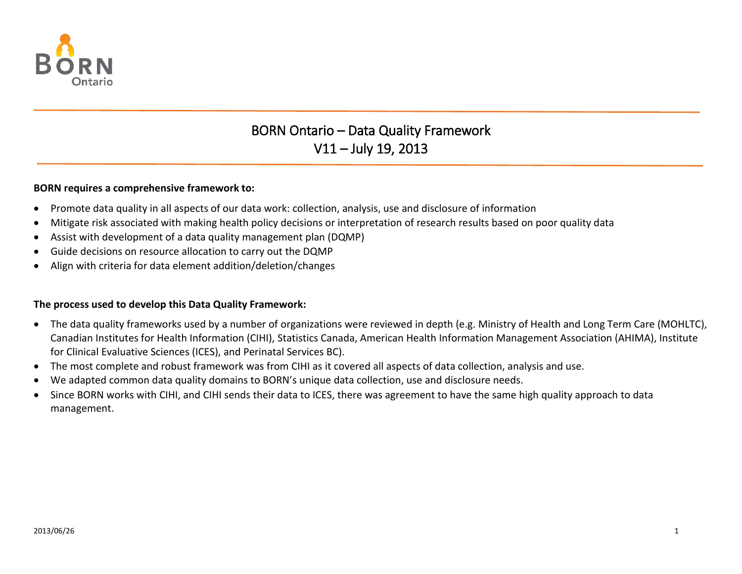# BORN Ontario – Data Quality Framework
## V11 – July 19, 2013

**BORN requires a comprehensive framework to:**

- Promote data quality in all aspects of our data work: collection, analysis, use and disclosure of information
- Mitigate risk associated with making health policy decisions or interpretation of research results based on poor quality data
- Assist with development of a data quality management plan (DQMP)
- Guide decisions on resource allocation to carry out the DQMP
- Align with criteria for data element addition/deletion/changes

**The process used to develop this Data Quality Framework:**

- The data quality frameworks used by a number of organizations were reviewed in depth (e.g. Ministry of Health and Long Term Care (MOHLTC), Canadian Institutes for Health Information (CIHI), Statistics Canada, American Health Information Management Association (AHIMA), Institute for Clinical Evaluative Sciences (ICES), and Perinatal Services BC).
- The most complete and robust framework was from CIHI as it covered all aspects of data collection, analysis and use.
- We adapted common data quality domains to BORN's unique data collection, use and disclosure needs.
- Since BORN works with CIHI, and CIHI sends their data to ICES, there was agreement to have the same high quality approach to data management.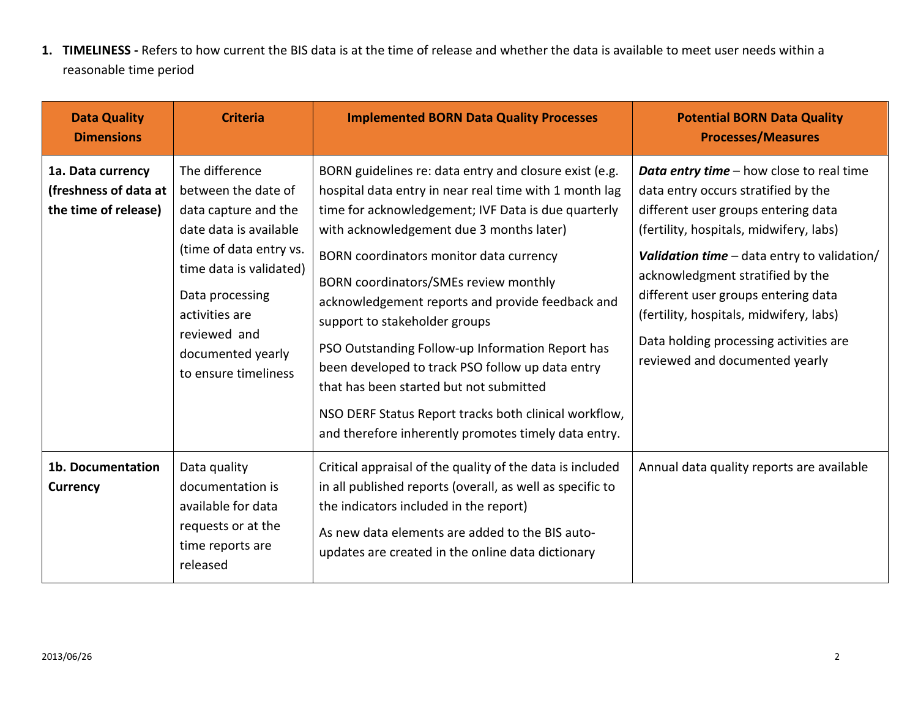1. **TIMELINESS -** Refers to how current the BIS data is at the time of release and whether the data is available to meet user needs within a reasonable time period

| Data Quality Dimensions | Criteria | Implemented BORN Data Quality Processes | Potential BORN Data Quality Processes/Measures |
|---|---|---|---|
| **1a. Data currency (freshness of data at the time of release)** | The difference between the date of data capture and the date data is available (time of data entry vs. time data is validated)<br><br>Data processing activities are reviewed and documented yearly to ensure timeliness | BORN guidelines re: data entry and closure exist (e.g. hospital data entry in near real time with 1 month lag time for acknowledgement; IVF Data is due quarterly with acknowledgement due 3 months later)<br><br>BORN coordinators monitor data currency<br><br>BORN coordinators/SMEs review monthly acknowledgement reports and provide feedback and support to stakeholder groups<br><br>PSO Outstanding Follow-up Information Report has been developed to track PSO follow up data entry that has been started but not submitted<br><br>NSO DERF Status Report tracks both clinical workflow, and therefore inherently promotes timely data entry. | ***Data entry time*** – how close to real time data entry occurs stratified by the different user groups entering data (fertility, hospitals, midwifery, labs)<br><br>***Validation time*** – data entry to validation/ acknowledgment stratified by the different user groups entering data (fertility, hospitals, midwifery, labs)<br><br>Data holding processing activities are reviewed and documented yearly |
| **1b. Documentation Currency** | Data quality documentation is available for data requests or at the time reports are released | Critical appraisal of the quality of the data is included in all published reports (overall, as well as specific to the indicators included in the report)<br><br>As new data elements are added to the BIS auto-updates are created in the online data dictionary | Annual data quality reports are available |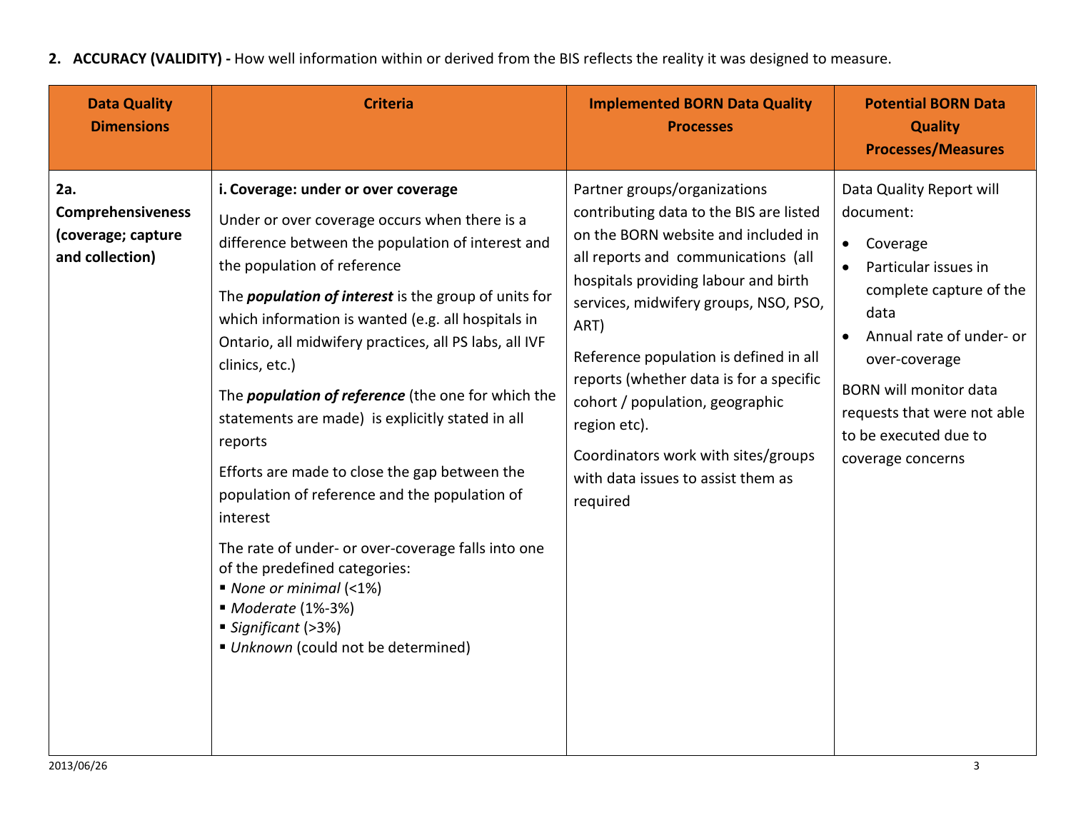**2. ACCURACY (VALIDITY) -** How well information within or derived from the BIS reflects the reality it was designed to measure.

| Data Quality Dimensions | Criteria | Implemented BORN Data Quality Processes | Potential BORN Data Quality Processes/Measures |
|---|---|---|---|
| **2a. Comprehensiveness (coverage; capture and collection)** | **i. Coverage: under or over coverage**<br><br>Under or over coverage occurs when there is a difference between the population of interest and the population of reference<br><br>The ***population of interest*** is the group of units for which information is wanted (e.g. all hospitals in Ontario, all midwifery practices, all PS labs, all IVF clinics, etc.)<br><br>The ***population of reference*** (the one for which the statements are made) is explicitly stated in all reports<br><br>Efforts are made to close the gap between the population of reference and the population of interest<br><br>The rate of under- or over-coverage falls into one of the predefined categories:<br>▪ *None or minimal* (<1%)<br>▪ *Moderate* (1%-3%)<br>▪ *Significant* (>3%)<br>▪ *Unknown* (could not be determined) | Partner groups/organizations contributing data to the BIS are listed on the BORN website and included in all reports and communications (all hospitals providing labour and birth services, midwifery groups, NSO, PSO, ART)<br><br>Reference population is defined in all reports (whether data is for a specific cohort / population, geographic region etc).<br><br>Coordinators work with sites/groups with data issues to assist them as required | Data Quality Report will document:<br>• Coverage<br>• Particular issues in complete capture of the data<br>• Annual rate of under- or over-coverage<br><br>BORN will monitor data requests that were not able to be executed due to coverage concerns |

2013/06/26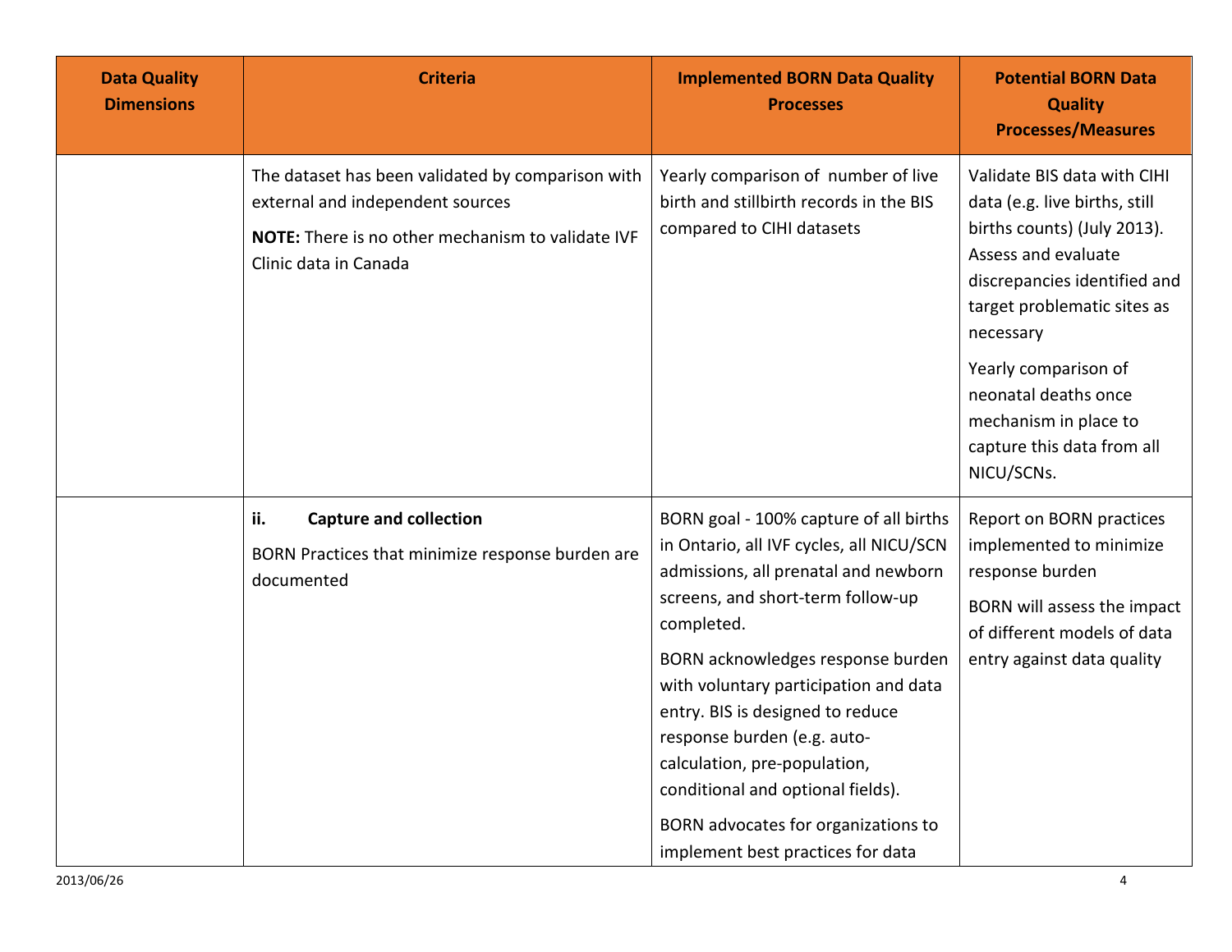| Data Quality Dimensions | Criteria | Implemented BORN Data Quality Processes | Potential BORN Data Quality Processes/Measures |
|---|---|---|---|
| | The dataset has been validated by comparison with external and independent sources<br><br>**NOTE:** There is no other mechanism to validate IVF Clinic data in Canada | Yearly comparison of number of live birth and stillbirth records in the BIS compared to CIHI datasets | Validate BIS data with CIHI data (e.g. live births, still births counts) (July 2013). Assess and evaluate discrepancies identified and target problematic sites as necessary<br><br>Yearly comparison of neonatal deaths once mechanism in place to capture this data from all NICU/SCNs. |
| | **ii. Capture and collection**<br><br>BORN Practices that minimize response burden are documented | BORN goal - 100% capture of all births in Ontario, all IVF cycles, all NICU/SCN admissions, all prenatal and newborn screens, and short-term follow-up completed.<br><br>BORN acknowledges response burden with voluntary participation and data entry. BIS is designed to reduce response burden (e.g. auto-calculation, pre-population, conditional and optional fields).<br><br>BORN advocates for organizations to implement best practices for data | Report on BORN practices implemented to minimize response burden<br><br>BORN will assess the impact of different models of data entry against data quality |

2013/06/26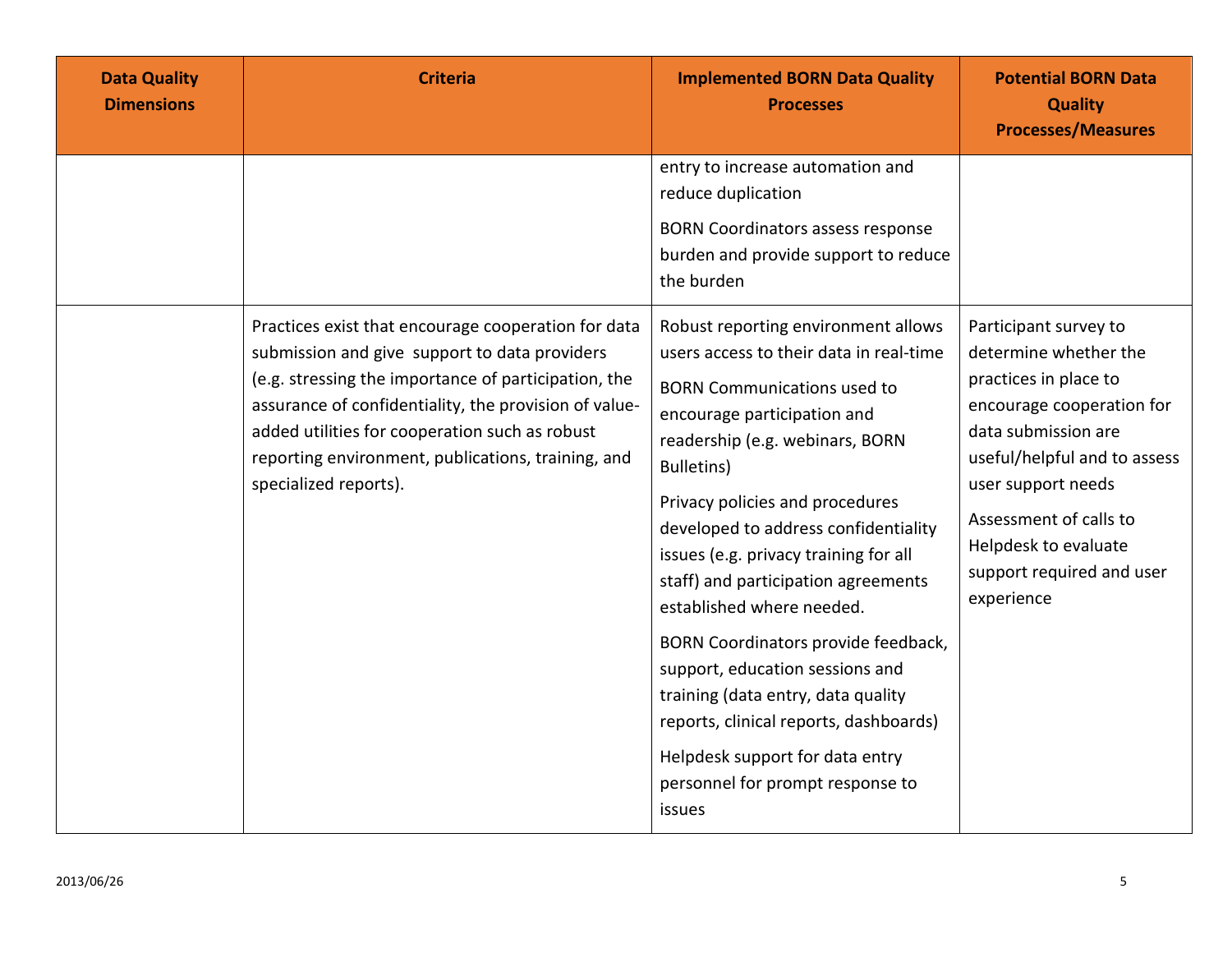| Data Quality Dimensions | Criteria | Implemented BORN Data Quality Processes | Potential BORN Data Quality Processes/Measures |
| --- | --- | --- | --- |
| | | entry to increase automation and reduce duplication<br><br>BORN Coordinators assess response burden and provide support to reduce the burden | |
| | Practices exist that encourage cooperation for data submission and give support to data providers (e.g. stressing the importance of participation, the assurance of confidentiality, the provision of value-added utilities for cooperation such as robust reporting environment, publications, training, and specialized reports). | Robust reporting environment allows users access to their data in real-time<br><br>BORN Communications used to encourage participation and readership (e.g. webinars, BORN Bulletins)<br><br>Privacy policies and procedures developed to address confidentiality issues (e.g. privacy training for all staff) and participation agreements established where needed.<br><br>BORN Coordinators provide feedback, support, education sessions and training (data entry, data quality reports, clinical reports, dashboards)<br><br>Helpdesk support for data entry personnel for prompt response to issues | Participant survey to determine whether the practices in place to encourage cooperation for data submission are useful/helpful and to assess user support needs<br><br>Assessment of calls to Helpdesk to evaluate support required and user experience |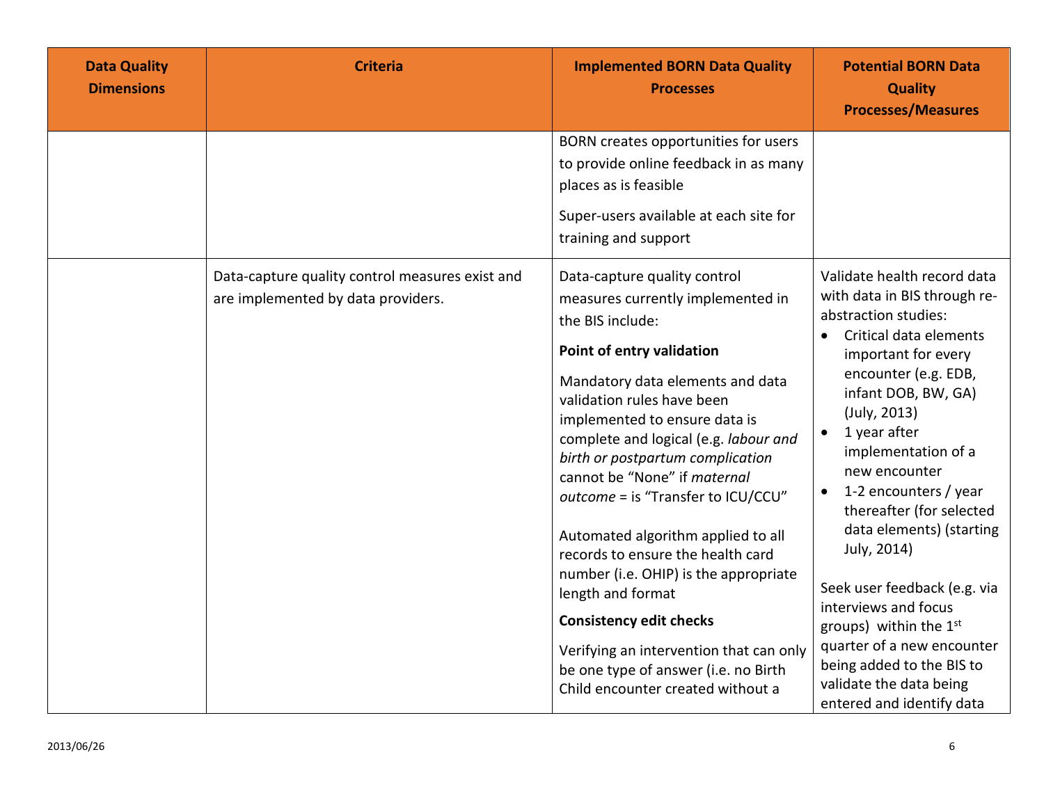| Data Quality Dimensions | Criteria | Implemented BORN Data Quality Processes | Potential BORN Data Quality Processes/Measures |
|---|---|---|---|
| | | BORN creates opportunities for users to provide online feedback in as many places as is feasible<br><br>Super-users available at each site for training and support | |
| | Data-capture quality control measures exist and are implemented by data providers. | Data-capture quality control measures currently implemented in the BIS include:<br><br>**Point of entry validation**<br><br>Mandatory data elements and data validation rules have been implemented to ensure data is complete and logical (e.g. *labour and birth or postpartum complication* cannot be "None" if *maternal outcome* = is "Transfer to ICU/CCU"<br><br>Automated algorithm applied to all records to ensure the health card number (i.e. OHIP) is the appropriate length and format<br><br>**Consistency edit checks**<br><br>Verifying an intervention that can only be one type of answer (i.e. no Birth Child encounter created without a | Validate health record data with data in BIS through re-abstraction studies:<br>• Critical data elements important for every encounter (e.g. EDB, infant DOB, BW, GA) (July, 2013)<br>• 1 year after implementation of a new encounter<br>• 1-2 encounters / year thereafter (for selected data elements) (starting July, 2014)<br><br>Seek user feedback (e.g. via interviews and focus groups) within the 1st quarter of a new encounter being added to the BIS to validate the data being entered and identify data |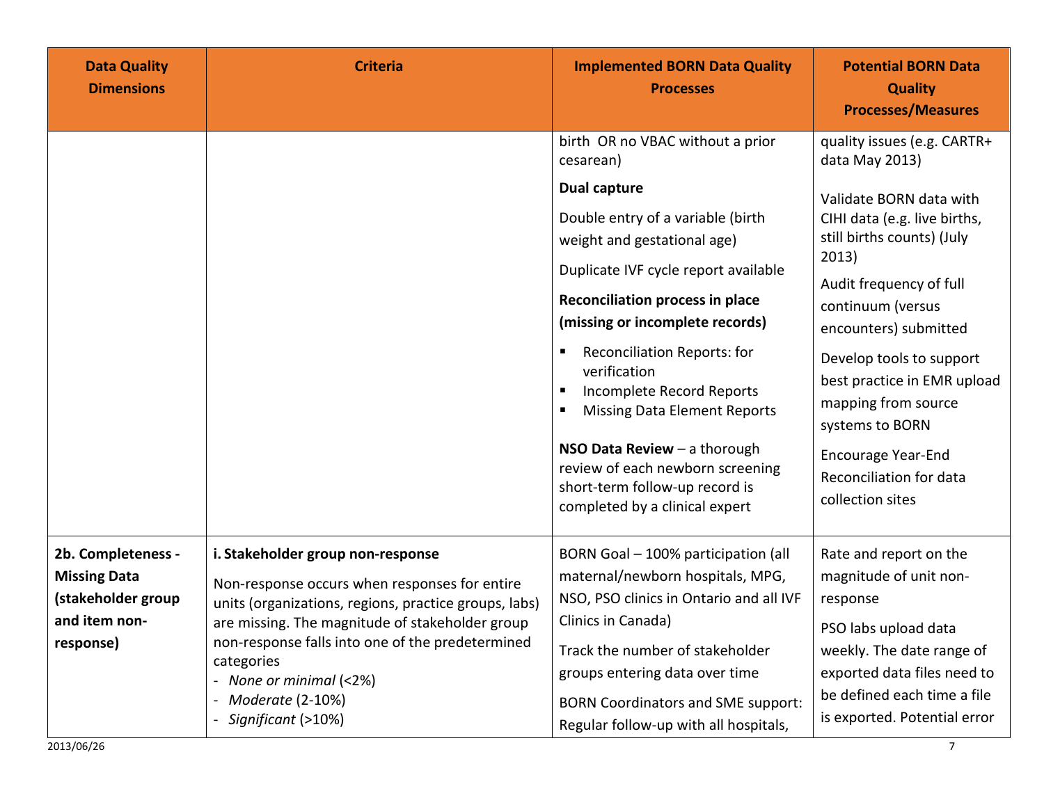| Data Quality Dimensions | Criteria | Implemented BORN Data Quality Processes | Potential BORN Data Quality Processes/Measures |
|---|---|---|---|
| | | birth OR no VBAC without a prior cesarean)<br><br>**Dual capture**<br><br>Double entry of a variable (birth weight and gestational age)<br><br>Duplicate IVF cycle report available<br><br>**Reconciliation process in place (missing or incomplete records)**<br><br>▪ Reconciliation Reports: for verification<br>▪ Incomplete Record Reports<br>▪ Missing Data Element Reports<br><br>**NSO Data Review** – a thorough review of each newborn screening short-term follow-up record is completed by a clinical expert | quality issues (e.g. CARTR+ data May 2013)<br><br>Validate BORN data with CIHI data (e.g. live births, still births counts) (July 2013)<br><br>Audit frequency of full continuum (versus encounters) submitted<br><br>Develop tools to support best practice in EMR upload mapping from source systems to BORN<br><br>Encourage Year-End Reconciliation for data collection sites |
| **2b. Completeness - Missing Data (stakeholder group and item non-response)** | **i. Stakeholder group non-response**<br><br>Non-response occurs when responses for entire units (organizations, regions, practice groups, labs) are missing. The magnitude of stakeholder group non-response falls into one of the predetermined categories<br>- *None or minimal* (<2%)<br>- *Moderate* (2-10%)<br>- *Significant* (>10%) | BORN Goal – 100% participation (all maternal/newborn hospitals, MPG, NSO, PSO clinics in Ontario and all IVF Clinics in Canada)<br><br>Track the number of stakeholder groups entering data over time<br><br>BORN Coordinators and SME support: Regular follow-up with all hospitals, | Rate and report on the magnitude of unit non-response<br><br>PSO labs upload data weekly. The date range of exported data files need to be defined each time a file is exported. Potential error |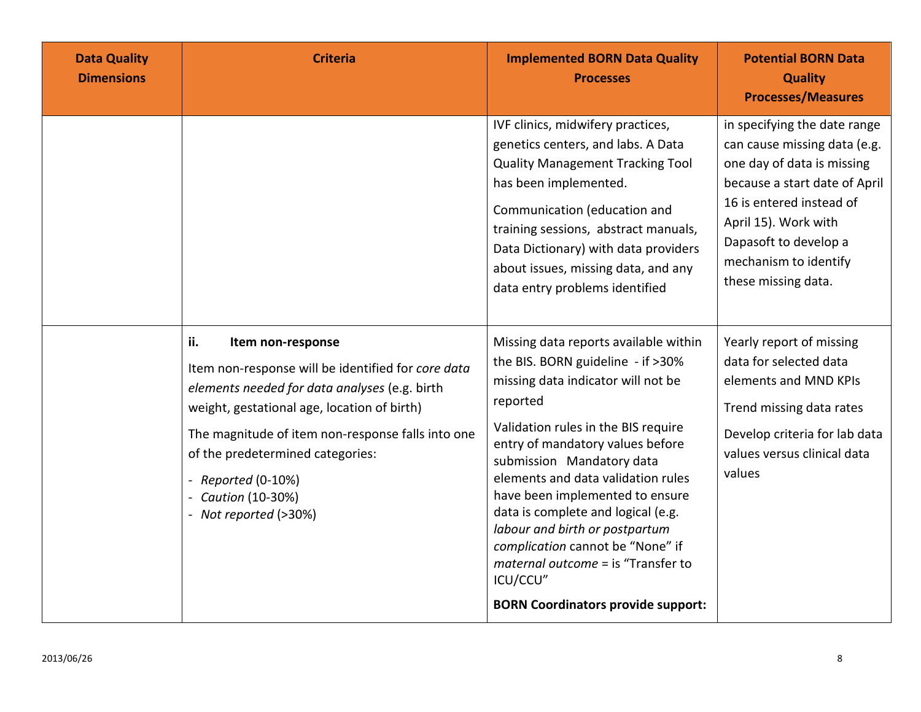| Data Quality Dimensions | Criteria | Implemented BORN Data Quality Processes | Potential BORN Data Quality Processes/Measures |
|---|---|---|---|
| | | IVF clinics, midwifery practices, genetics centers, and labs. A Data Quality Management Tracking Tool has been implemented.<br><br>Communication (education and training sessions, abstract manuals, Data Dictionary) with data providers about issues, missing data, and any data entry problems identified | in specifying the date range can cause missing data (e.g. one day of data is missing because a start date of April 16 is entered instead of April 15). Work with Dapasoft to develop a mechanism to identify these missing data. |
| | **ii. Item non-response**<br><br>Item non-response will be identified for *core data elements needed for data analyses* (e.g. birth weight, gestational age, location of birth)<br><br>The magnitude of item non-response falls into one of the predetermined categories:<br>- *Reported* (0-10%)<br>- *Caution* (10-30%)<br>- *Not reported* (>30%) | Missing data reports available within the BIS. BORN guideline - if >30% missing data indicator will not be reported<br><br>Validation rules in the BIS require entry of mandatory values before submission Mandatory data elements and data validation rules have been implemented to ensure data is complete and logical (e.g. *labour and birth or postpartum complication* cannot be "None" if *maternal outcome* = is "Transfer to ICU/CCU"<br><br>**BORN Coordinators provide support:** | Yearly report of missing data for selected data elements and MND KPIs<br><br>Trend missing data rates<br><br>Develop criteria for lab data values versus clinical data values |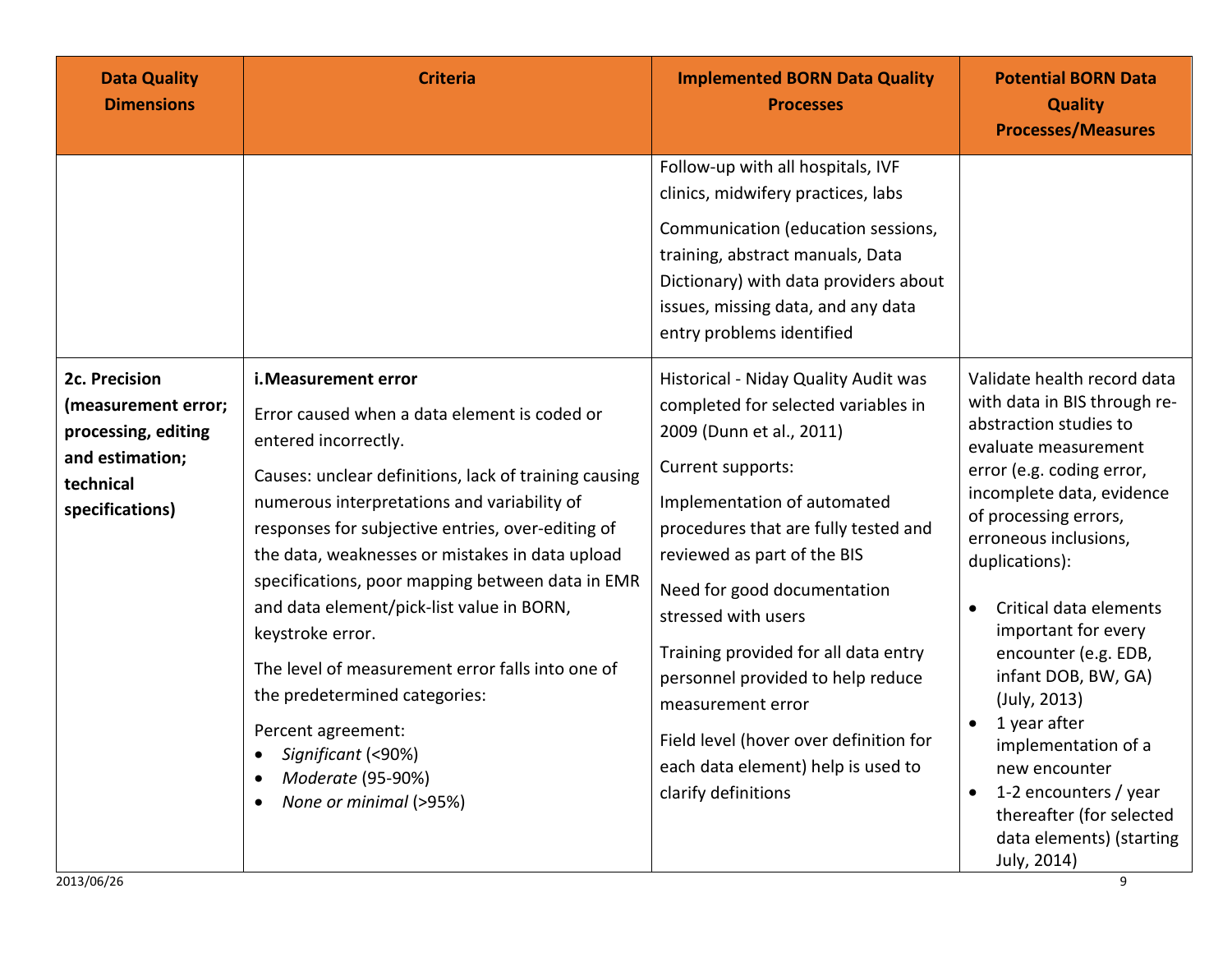| Data Quality Dimensions | Criteria | Implemented BORN Data Quality Processes | Potential BORN Data Quality Processes/Measures |
|---|---|---|---|
| | | Follow-up with all hospitals, IVF clinics, midwifery practices, labs<br><br>Communication (education sessions, training, abstract manuals, Data Dictionary) with data providers about issues, missing data, and any data entry problems identified | |
| **2c. Precision (measurement error; processing, editing and estimation; technical specifications)** | **i.Measurement error**<br><br>Error caused when a data element is coded or entered incorrectly.<br><br>Causes: unclear definitions, lack of training causing numerous interpretations and variability of responses for subjective entries, over-editing of the data, weaknesses or mistakes in data upload specifications, poor mapping between data in EMR and data element/pick-list value in BORN, keystroke error.<br><br>The level of measurement error falls into one of the predetermined categories:<br><br>Percent agreement:<br>• *Significant* (<90%)<br>• *Moderate* (95-90%)<br>• *None or minimal* (>95%) | Historical - Niday Quality Audit was completed for selected variables in 2009 (Dunn et al., 2011)<br><br>Current supports:<br><br>Implementation of automated procedures that are fully tested and reviewed as part of the BIS<br><br>Need for good documentation stressed with users<br><br>Training provided for all data entry personnel provided to help reduce measurement error<br><br>Field level (hover over definition for each data element) help is used to clarify definitions | Validate health record data with data in BIS through re-abstraction studies to evaluate measurement error (e.g. coding error, incomplete data, evidence of processing errors, erroneous inclusions, duplications):<br><br>• Critical data elements important for every encounter (e.g. EDB, infant DOB, BW, GA) (July, 2013)<br>• 1 year after implementation of a new encounter<br>• 1-2 encounters / year thereafter (for selected data elements) (starting July, 2014) |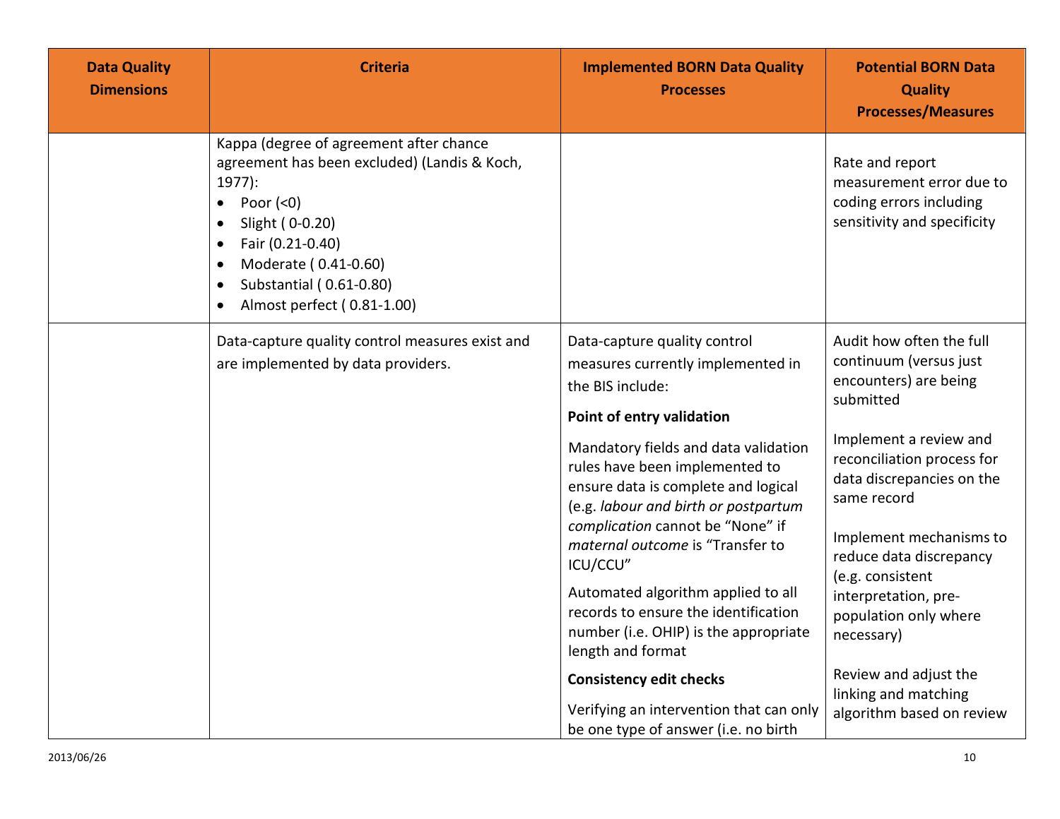| Data Quality Dimensions | Criteria | Implemented BORN Data Quality Processes | Potential BORN Data Quality Processes/Measures |
|---|---|---|---|
| | Kappa (degree of agreement after chance agreement has been excluded) (Landis & Koch, 1977):<br>• Poor (<0)<br>• Slight ( 0-0.20)<br>• Fair (0.21-0.40)<br>• Moderate ( 0.41-0.60)<br>• Substantial ( 0.61-0.80)<br>• Almost perfect ( 0.81-1.00) | | Rate and report measurement error due to coding errors including sensitivity and specificity |
| | Data-capture quality control measures exist and are implemented by data providers. | Data-capture quality control measures currently implemented in the BIS include:<br>**Point of entry validation**<br>Mandatory fields and data validation rules have been implemented to ensure data is complete and logical (e.g. *labour and birth or postpartum complication* cannot be "None" if *maternal outcome* is "Transfer to ICU/CCU"<br>Automated algorithm applied to all records to ensure the identification number (i.e. OHIP) is the appropriate length and format<br>**Consistency edit checks**<br>Verifying an intervention that can only be one type of answer (i.e. no birth | Audit how often the full continuum (versus just encounters) are being submitted<br><br>Implement a review and reconciliation process for data discrepancies on the same record<br><br>Implement mechanisms to reduce data discrepancy (e.g. consistent interpretation, pre-population only where necessary)<br><br>Review and adjust the linking and matching algorithm based on review |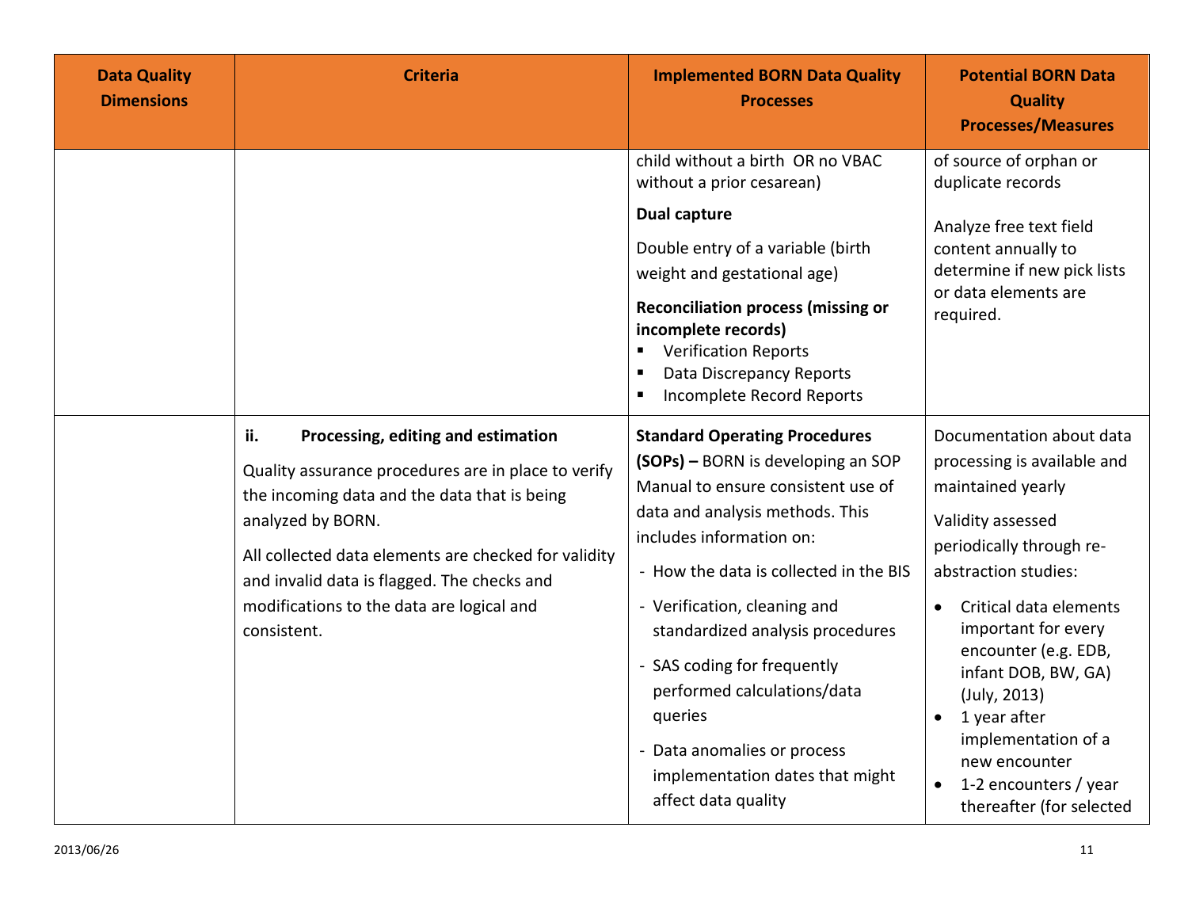| Data Quality Dimensions | Criteria | Implemented BORN Data Quality Processes | Potential BORN Data Quality Processes/Measures |
|---|---|---|---|
| | | child without a birth OR no VBAC without a prior cesarean)<br><br>**Dual capture**<br><br>Double entry of a variable (birth weight and gestational age)<br><br>**Reconciliation process (missing or incomplete records)**<br>▪ Verification Reports<br>▪ Data Discrepancy Reports<br>▪ Incomplete Record Reports | of source of orphan or duplicate records<br><br>Analyze free text field content annually to determine if new pick lists or data elements are required. |
| | **ii. Processing, editing and estimation**<br><br>Quality assurance procedures are in place to verify the incoming data and the data that is being analyzed by BORN.<br><br>All collected data elements are checked for validity and invalid data is flagged. The checks and modifications to the data are logical and consistent. | **Standard Operating Procedures (SOPs) –** BORN is developing an SOP Manual to ensure consistent use of data and analysis methods. This includes information on:<br><br>- How the data is collected in the BIS<br>- Verification, cleaning and standardized analysis procedures<br>- SAS coding for frequently performed calculations/data queries<br>- Data anomalies or process implementation dates that might affect data quality | Documentation about data processing is available and maintained yearly<br><br>Validity assessed periodically through re-abstraction studies:<br><br>• Critical data elements important for every encounter (e.g. EDB, infant DOB, BW, GA) (July, 2013)<br>• 1 year after implementation of a new encounter<br>• 1-2 encounters / year thereafter (for selected |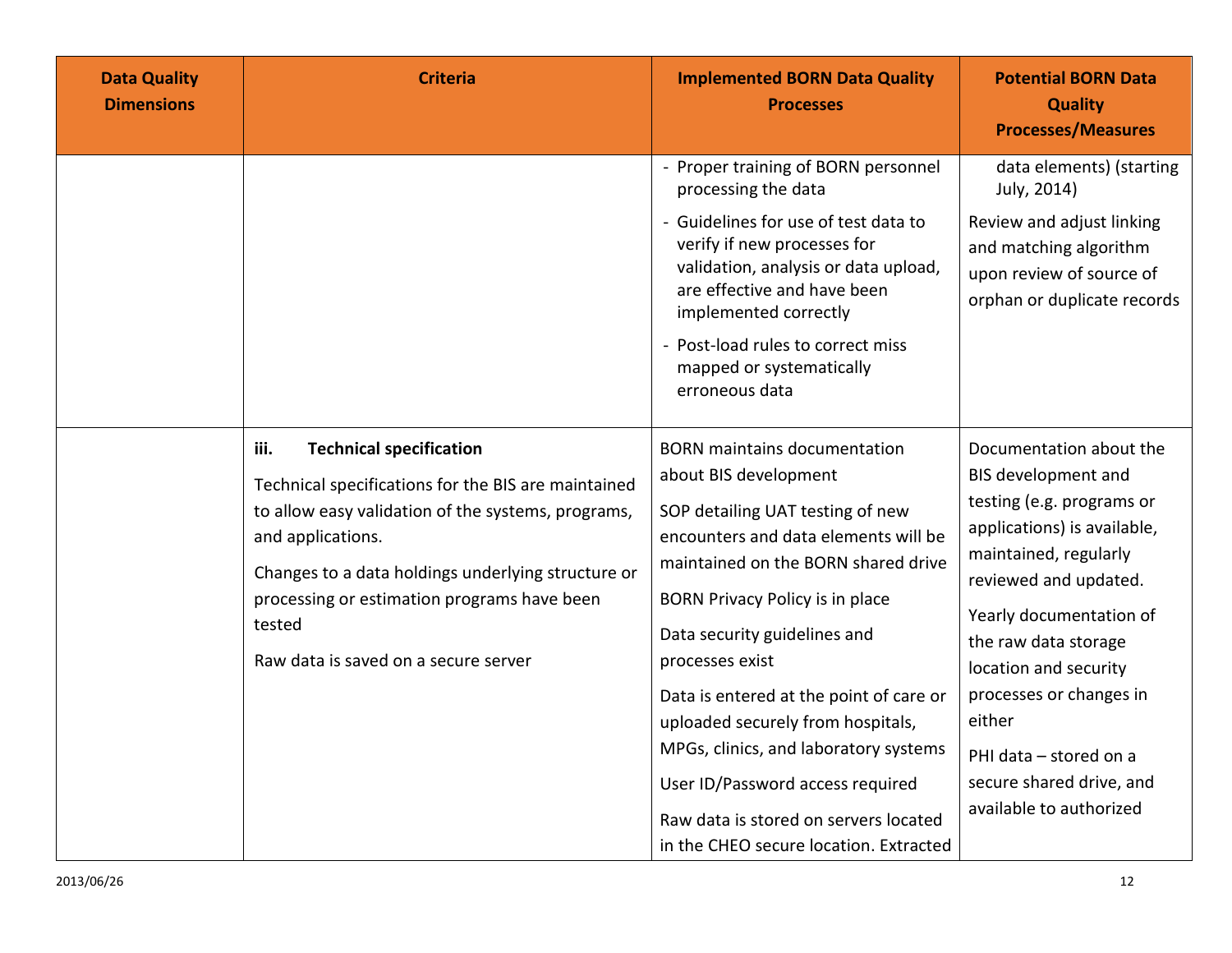| Data Quality Dimensions | Criteria | Implemented BORN Data Quality Processes | Potential BORN Data Quality Processes/Measures |
|---|---|---|---|
| | | - Proper training of BORN personnel processing the data<br>- Guidelines for use of test data to verify if new processes for validation, analysis or data upload, are effective and have been implemented correctly<br>- Post-load rules to correct miss mapped or systematically erroneous data | data elements) (starting July, 2014)<br>Review and adjust linking and matching algorithm upon review of source of orphan or duplicate records |
| | **iii. Technical specification**<br>Technical specifications for the BIS are maintained to allow easy validation of the systems, programs, and applications.<br>Changes to a data holdings underlying structure or processing or estimation programs have been tested<br>Raw data is saved on a secure server | BORN maintains documentation about BIS development<br>SOP detailing UAT testing of new encounters and data elements will be maintained on the BORN shared drive<br>BORN Privacy Policy is in place<br>Data security guidelines and processes exist<br>Data is entered at the point of care or uploaded securely from hospitals, MPGs, clinics, and laboratory systems<br>User ID/Password access required<br>Raw data is stored on servers located in the CHEO secure location. Extracted | Documentation about the BIS development and testing (e.g. programs or applications) is available, maintained, regularly reviewed and updated.<br>Yearly documentation of the raw data storage location and security processes or changes in either<br>PHI data – stored on a secure shared drive, and available to authorized |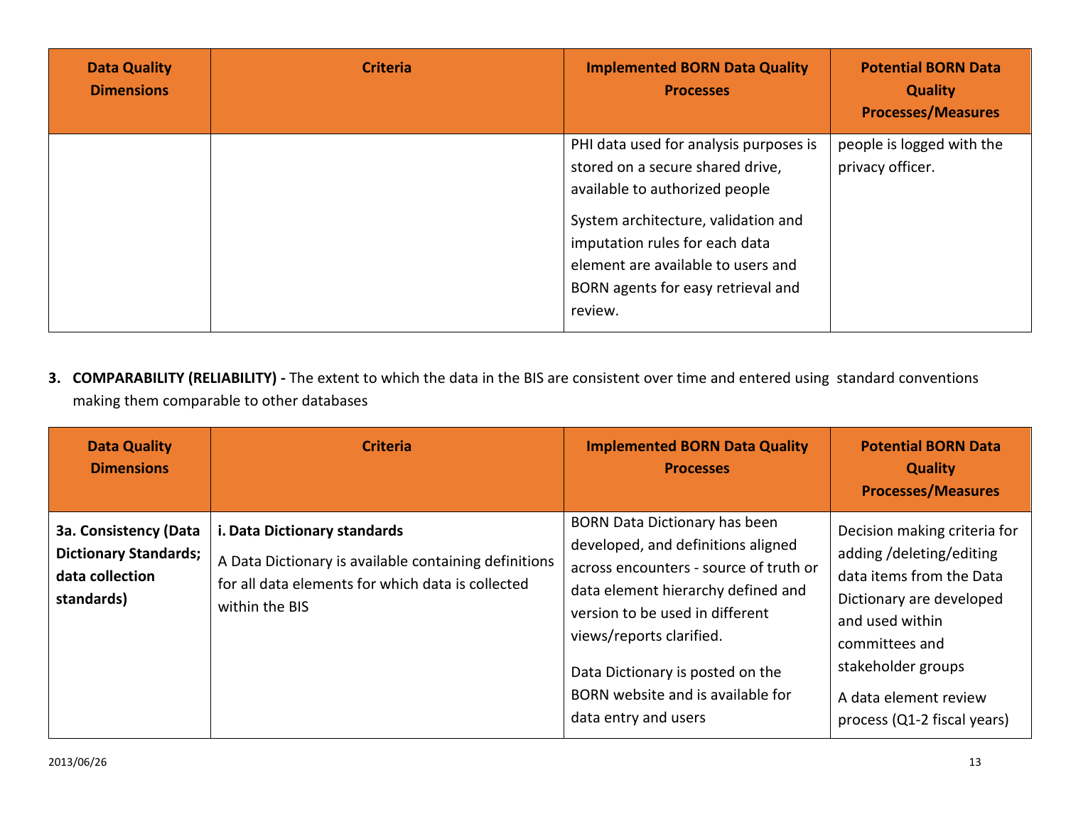| Data Quality Dimensions | Criteria | Implemented BORN Data Quality Processes | Potential BORN Data Quality Processes/Measures |
|---|---|---|---|
| | | PHI data used for analysis purposes is stored on a secure shared drive, available to authorized people<br><br>System architecture, validation and imputation rules for each data element are available to users and BORN agents for easy retrieval and review. | people is logged with the privacy officer. |

3. **COMPARABILITY (RELIABILITY) -** The extent to which the data in the BIS are consistent over time and entered using standard conventions making them comparable to other databases

| Data Quality Dimensions | Criteria | Implemented BORN Data Quality Processes | Potential BORN Data Quality Processes/Measures |
|---|---|---|---|
| **3a. Consistency (Data Dictionary Standards; data collection standards)** | **i. Data Dictionary standards**<br><br>A Data Dictionary is available containing definitions for all data elements for which data is collected within the BIS | BORN Data Dictionary has been developed, and definitions aligned across encounters - source of truth or data element hierarchy defined and version to be used in different views/reports clarified.<br><br>Data Dictionary is posted on the BORN website and is available for data entry and users | Decision making criteria for adding /deleting/editing data items from the Data Dictionary are developed and used within committees and stakeholder groups<br><br>A data element review process (Q1-2 fiscal years) |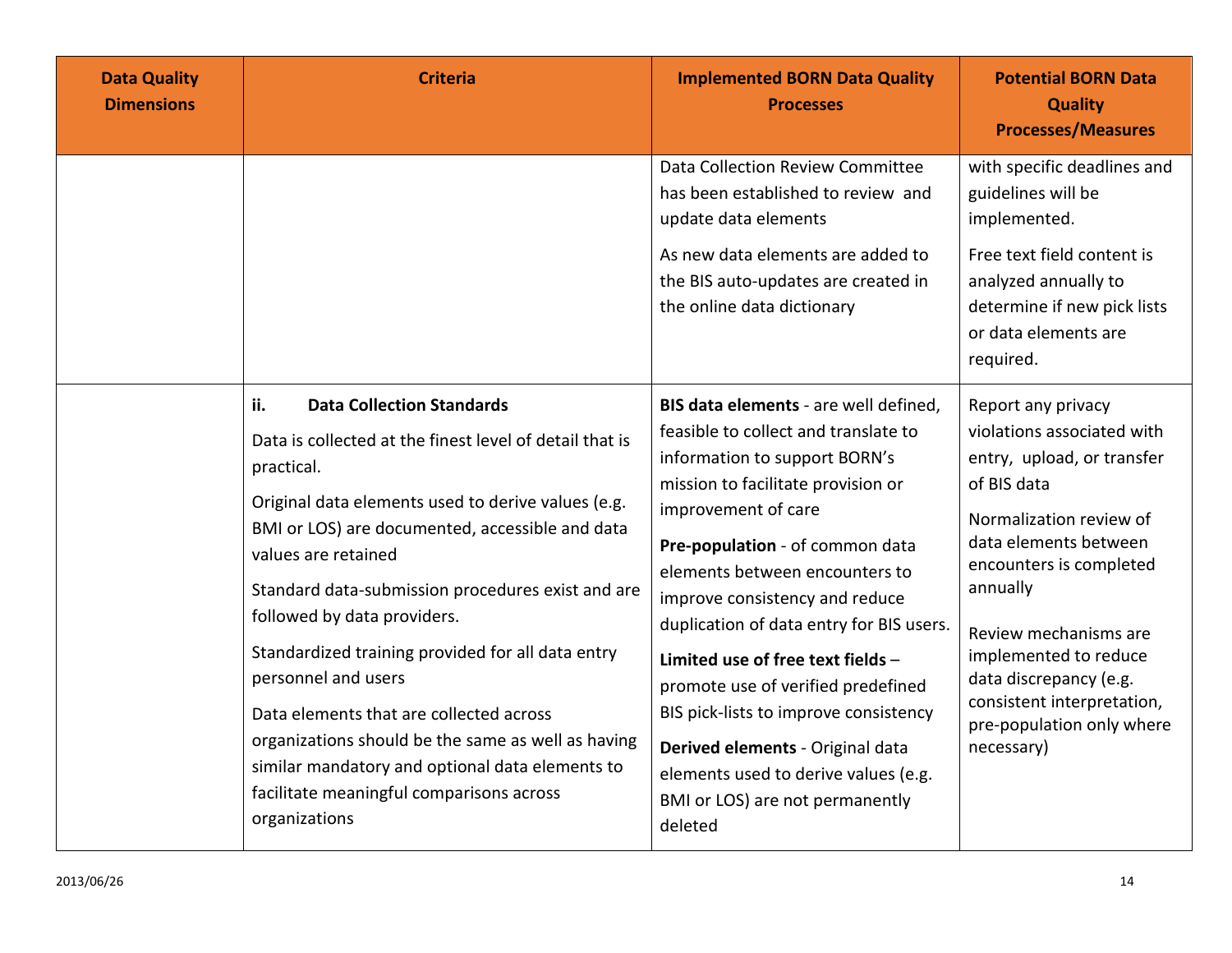| Data Quality Dimensions | Criteria | Implemented BORN Data Quality Processes | Potential BORN Data Quality Processes/Measures |
|---|---|---|---|
| | | Data Collection Review Committee has been established to review and update data elements<br><br>As new data elements are added to the BIS auto-updates are created in the online data dictionary | with specific deadlines and guidelines will be implemented.<br><br>Free text field content is analyzed annually to determine if new pick lists or data elements are required. |
| | **ii. Data Collection Standards**<br><br>Data is collected at the finest level of detail that is practical.<br><br>Original data elements used to derive values (e.g. BMI or LOS) are documented, accessible and data values are retained<br><br>Standard data-submission procedures exist and are followed by data providers.<br><br>Standardized training provided for all data entry personnel and users<br><br>Data elements that are collected across organizations should be the same as well as having similar mandatory and optional data elements to facilitate meaningful comparisons across organizations | **BIS data elements** - are well defined, feasible to collect and translate to information to support BORN's mission to facilitate provision or improvement of care<br><br>**Pre-population** - of common data elements between encounters to improve consistency and reduce duplication of data entry for BIS users.<br><br>**Limited use of free text fields** – promote use of verified predefined BIS pick-lists to improve consistency<br><br>**Derived elements** - Original data elements used to derive values (e.g. BMI or LOS) are not permanently deleted | Report any privacy violations associated with entry, upload, or transfer of BIS data<br><br>Normalization review of data elements between encounters is completed annually<br><br>Review mechanisms are implemented to reduce data discrepancy (e.g. consistent interpretation, pre-population only where necessary) |

2013/06/26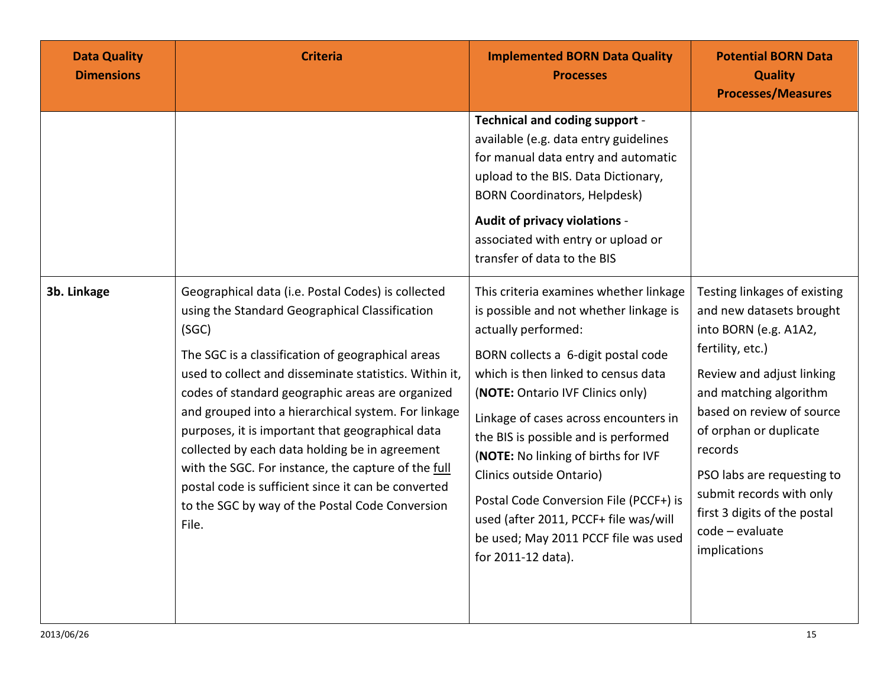| Data Quality Dimensions | Criteria | Implemented BORN Data Quality Processes | Potential BORN Data Quality Processes/Measures |
|---|---|---|---|
| | | **Technical and coding support** - available (e.g. data entry guidelines for manual data entry and automatic upload to the BIS. Data Dictionary, BORN Coordinators, Helpdesk)<br><br>**Audit of privacy violations** - associated with entry or upload or transfer of data to the BIS | |
| **3b. Linkage** | Geographical data (i.e. Postal Codes) is collected using the Standard Geographical Classification (SGC)<br><br>The SGC is a classification of geographical areas used to collect and disseminate statistics. Within it, codes of standard geographic areas are organized and grouped into a hierarchical system. For linkage purposes, it is important that geographical data collected by each data holding be in agreement with the SGC. For instance, the capture of the <u>full</u> postal code is sufficient since it can be converted to the SGC by way of the Postal Code Conversion File. | This criteria examines whether linkage is possible and not whether linkage is actually performed:<br><br>BORN collects a 6-digit postal code which is then linked to census data (**NOTE:** Ontario IVF Clinics only)<br><br>Linkage of cases across encounters in the BIS is possible and is performed (**NOTE:** No linking of births for IVF Clinics outside Ontario)<br><br>Postal Code Conversion File (PCCF+) is used (after 2011, PCCF+ file was/will be used; May 2011 PCCF file was used for 2011-12 data). | Testing linkages of existing and new datasets brought into BORN (e.g. A1A2, fertility, etc.)<br><br>Review and adjust linking and matching algorithm based on review of source of orphan or duplicate records<br><br>PSO labs are requesting to submit records with only first 3 digits of the postal code – evaluate implications |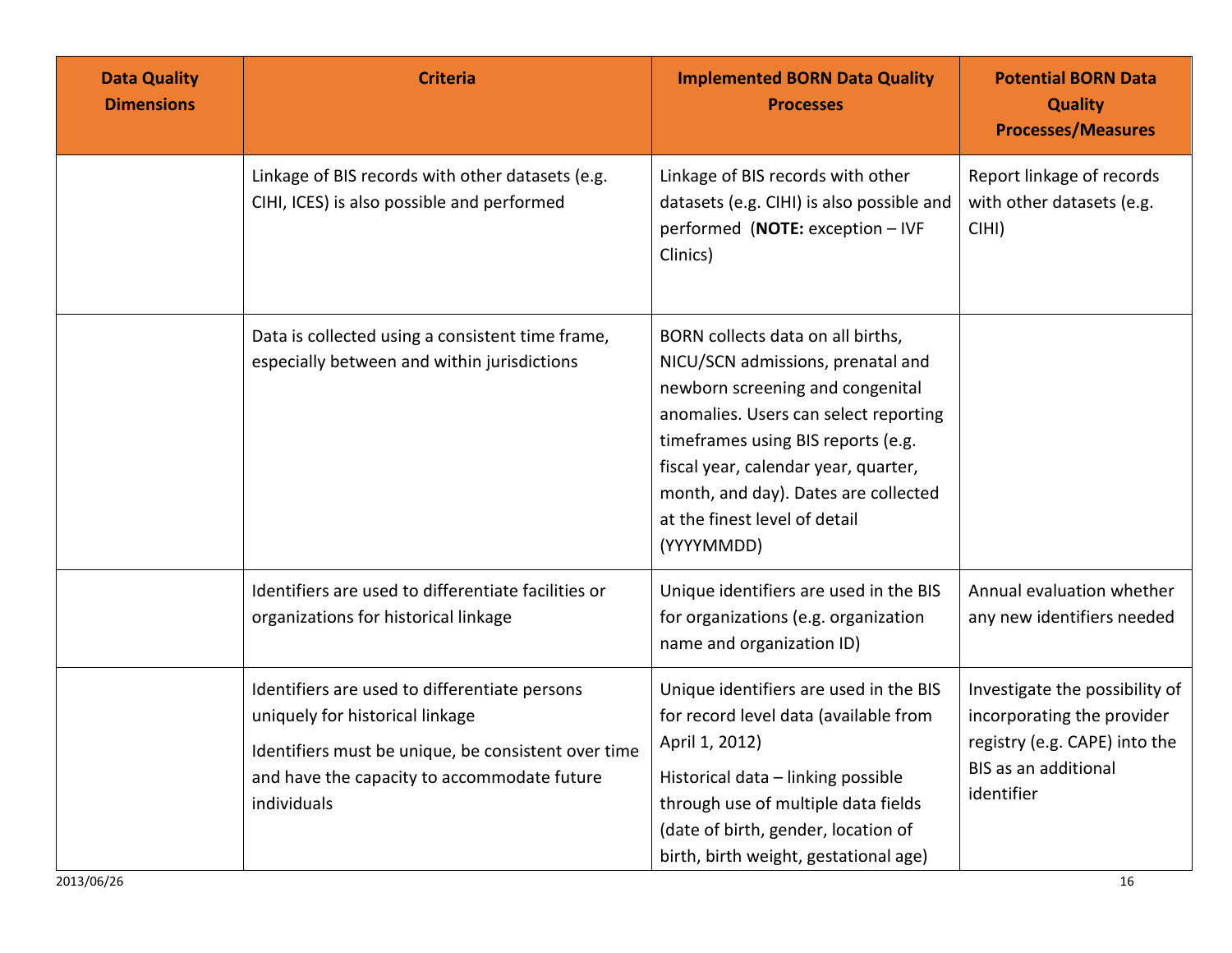| Data Quality Dimensions | Criteria | Implemented BORN Data Quality Processes | Potential BORN Data Quality Processes/Measures |
|---|---|---|---|
| | Linkage of BIS records with other datasets (e.g. CIHI, ICES) is also possible and performed | Linkage of BIS records with other datasets (e.g. CIHI) is also possible and performed (**NOTE:** exception – IVF Clinics) | Report linkage of records with other datasets (e.g. CIHI) |
| | Data is collected using a consistent time frame, especially between and within jurisdictions | BORN collects data on all births, NICU/SCN admissions, prenatal and newborn screening and congenital anomalies. Users can select reporting timeframes using BIS reports (e.g. fiscal year, calendar year, quarter, month, and day). Dates are collected at the finest level of detail (YYYYMMDD) | |
| | Identifiers are used to differentiate facilities or organizations for historical linkage | Unique identifiers are used in the BIS for organizations (e.g. organization name and organization ID) | Annual evaluation whether any new identifiers needed |
| | Identifiers are used to differentiate persons uniquely for historical linkage<br><br>Identifiers must be unique, be consistent over time and have the capacity to accommodate future individuals | Unique identifiers are used in the BIS for record level data (available from April 1, 2012)<br><br>Historical data – linking possible through use of multiple data fields (date of birth, gender, location of birth, birth weight, gestational age) | Investigate the possibility of incorporating the provider registry (e.g. CAPE) into the BIS as an additional identifier |

2013/06/26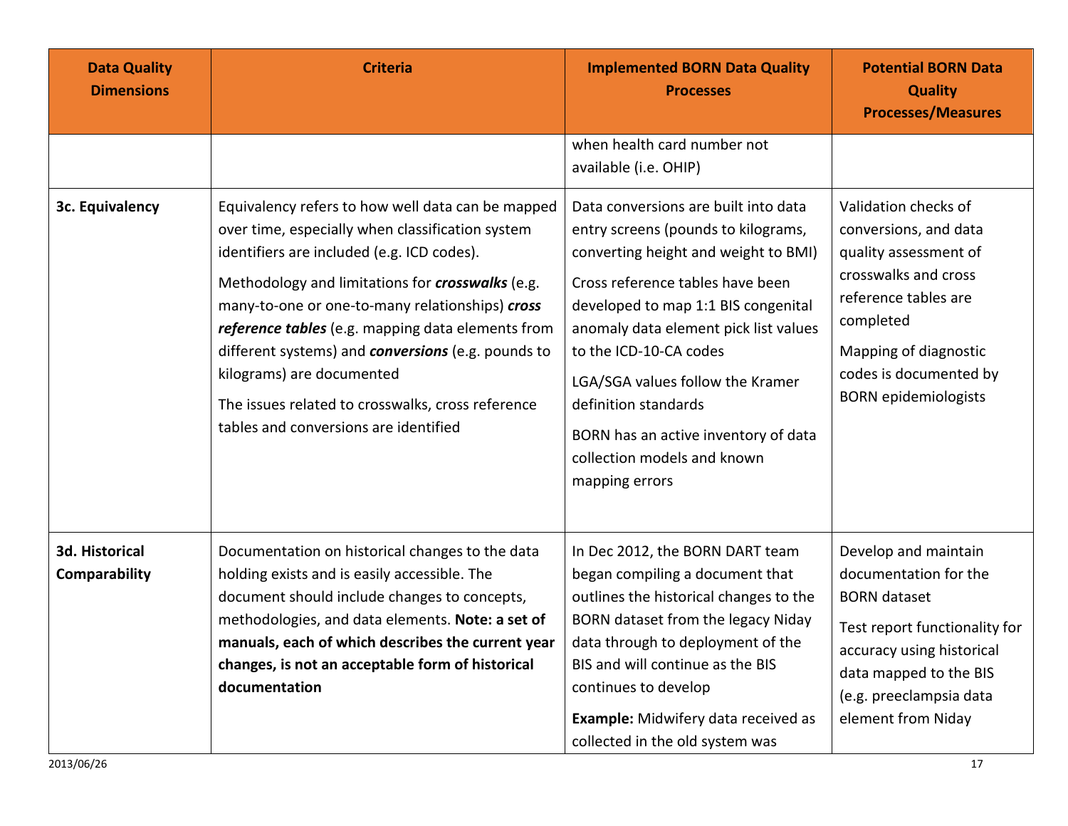| Data Quality Dimensions | Criteria | Implemented BORN Data Quality Processes | Potential BORN Data Quality Processes/Measures |
|---|---|---|---|
| | | when health card number not available (i.e. OHIP) | |
| **3c. Equivalency** | Equivalency refers to how well data can be mapped over time, especially when classification system identifiers are included (e.g. ICD codes).<br><br>Methodology and limitations for ***crosswalks*** (e.g. many-to-one or one-to-many relationships) ***cross reference tables*** (e.g. mapping data elements from different systems) and ***conversions*** (e.g. pounds to kilograms) are documented<br><br>The issues related to crosswalks, cross reference tables and conversions are identified | Data conversions are built into data entry screens (pounds to kilograms, converting height and weight to BMI)<br><br>Cross reference tables have been developed to map 1:1 BIS congenital anomaly data element pick list values to the ICD-10-CA codes<br><br>LGA/SGA values follow the Kramer definition standards<br><br>BORN has an active inventory of data collection models and known mapping errors | Validation checks of conversions, and data quality assessment of crosswalks and cross reference tables are completed<br><br>Mapping of diagnostic codes is documented by BORN epidemiologists |
| **3d. Historical Comparability** | Documentation on historical changes to the data holding exists and is easily accessible. The document should include changes to concepts, methodologies, and data elements. **Note: a set of manuals, each of which describes the current year changes, is not an acceptable form of historical documentation** | In Dec 2012, the BORN DART team began compiling a document that outlines the historical changes to the BORN dataset from the legacy Niday data through to deployment of the BIS and will continue as the BIS continues to develop<br><br>**Example:** Midwifery data received as collected in the old system was | Develop and maintain documentation for the BORN dataset<br><br>Test report functionality for accuracy using historical data mapped to the BIS (e.g. preeclampsia data element from Niday |

2013/06/26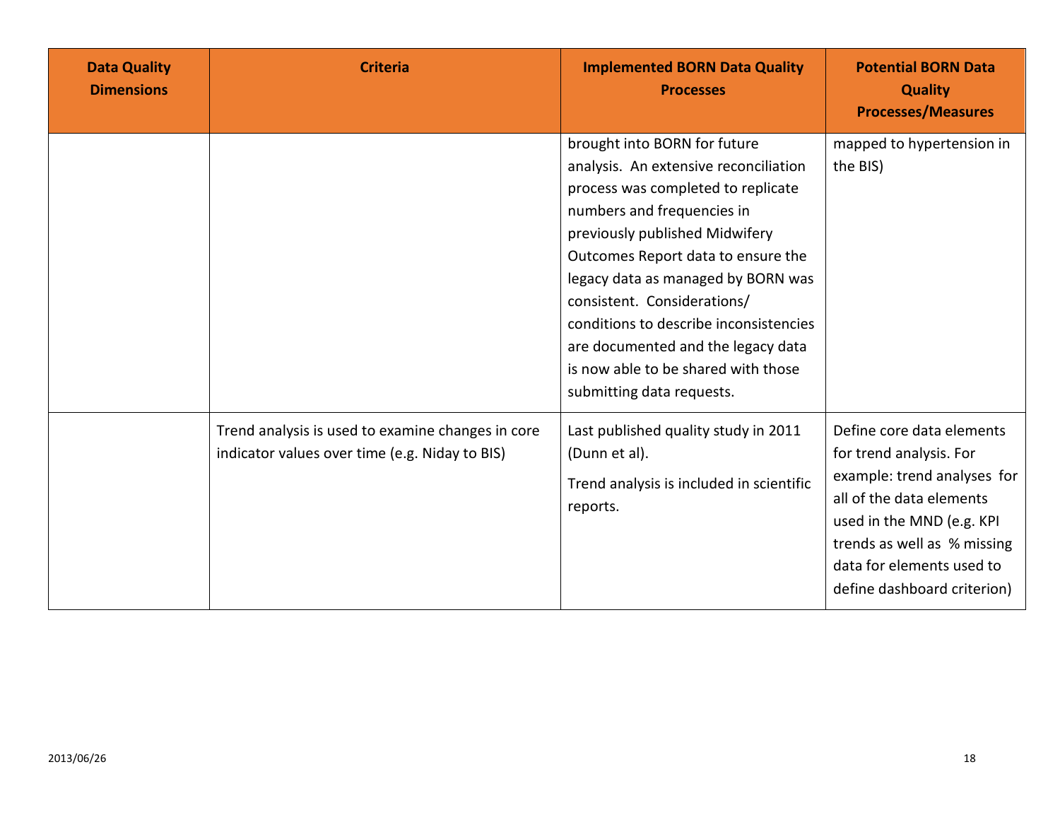| Data Quality Dimensions | Criteria | Implemented BORN Data Quality Processes | Potential BORN Data Quality Processes/Measures |
|---|---|---|---|
| | | brought into BORN for future analysis. An extensive reconciliation process was completed to replicate numbers and frequencies in previously published Midwifery Outcomes Report data to ensure the legacy data as managed by BORN was consistent. Considerations/ conditions to describe inconsistencies are documented and the legacy data is now able to be shared with those submitting data requests. | mapped to hypertension in the BIS) |
| | Trend analysis is used to examine changes in core indicator values over time (e.g. Niday to BIS) | Last published quality study in 2011 (Dunn et al).<br><br>Trend analysis is included in scientific reports. | Define core data elements for trend analysis. For example: trend analyses for all of the data elements used in the MND (e.g. KPI trends as well as % missing data for elements used to define dashboard criterion) |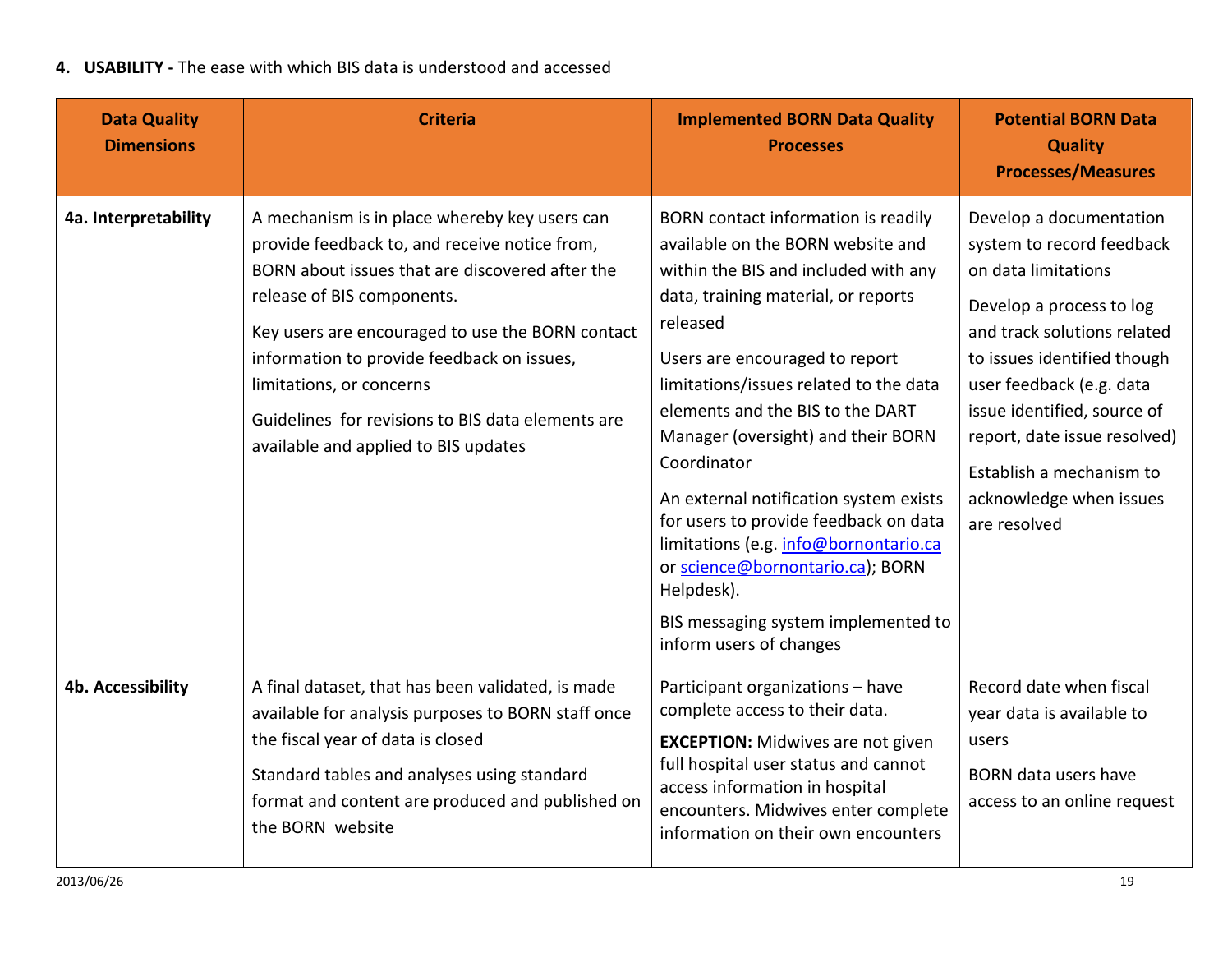**4. USABILITY -** The ease with which BIS data is understood and accessed

| Data Quality Dimensions | Criteria | Implemented BORN Data Quality Processes | Potential BORN Data Quality Processes/Measures |
|---|---|---|---|
| **4a. Interpretability** | A mechanism is in place whereby key users can provide feedback to, and receive notice from, BORN about issues that are discovered after the release of BIS components.<br><br>Key users are encouraged to use the BORN contact information to provide feedback on issues, limitations, or concerns<br><br>Guidelines for revisions to BIS data elements are available and applied to BIS updates | BORN contact information is readily available on the BORN website and within the BIS and included with any data, training material, or reports released<br><br>Users are encouraged to report limitations/issues related to the data elements and the BIS to the DART Manager (oversight) and their BORN Coordinator<br><br>An external notification system exists for users to provide feedback on data limitations (e.g. info@bornontario.ca or science@bornontario.ca); BORN Helpdesk).<br><br>BIS messaging system implemented to inform users of changes | Develop a documentation system to record feedback on data limitations<br><br>Develop a process to log and track solutions related to issues identified though user feedback (e.g. data issue identified, source of report, date issue resolved)<br><br>Establish a mechanism to acknowledge when issues are resolved |
| **4b. Accessibility** | A final dataset, that has been validated, is made available for analysis purposes to BORN staff once the fiscal year of data is closed<br><br>Standard tables and analyses using standard format and content are produced and published on the BORN website | Participant organizations – have complete access to their data.<br><br>**EXCEPTION:** Midwives are not given full hospital user status and cannot access information in hospital encounters. Midwives enter complete information on their own encounters | Record date when fiscal year data is available to users<br><br>BORN data users have access to an online request |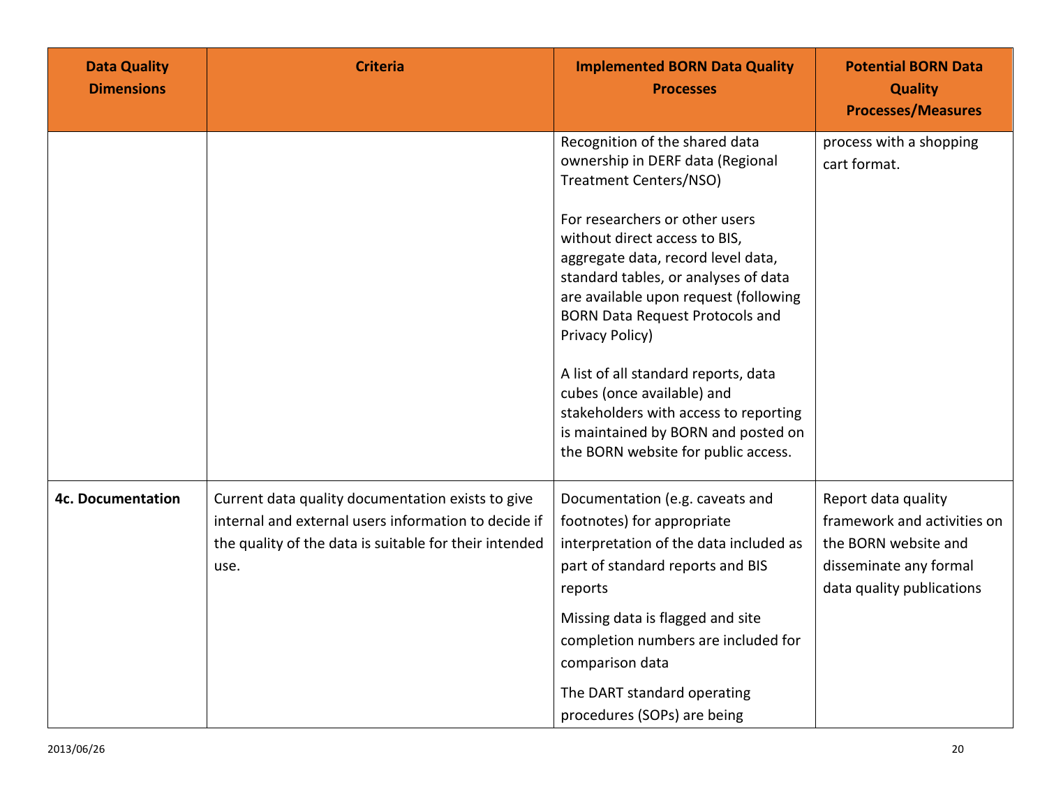| Data Quality Dimensions | Criteria | Implemented BORN Data Quality Processes | Potential BORN Data Quality Processes/Measures |
|---|---|---|---|
| | | Recognition of the shared data ownership in DERF data (Regional Treatment Centers/NSO)<br><br>For researchers or other users without direct access to BIS, aggregate data, record level data, standard tables, or analyses of data are available upon request (following BORN Data Request Protocols and Privacy Policy)<br><br>A list of all standard reports, data cubes (once available) and stakeholders with access to reporting is maintained by BORN and posted on the BORN website for public access. | process with a shopping cart format. |
| **4c. Documentation** | Current data quality documentation exists to give internal and external users information to decide if the quality of the data is suitable for their intended use. | Documentation (e.g. caveats and footnotes) for appropriate interpretation of the data included as part of standard reports and BIS reports<br><br>Missing data is flagged and site completion numbers are included for comparison data<br><br>The DART standard operating procedures (SOPs) are being | Report data quality framework and activities on the BORN website and disseminate any formal data quality publications |

2013/06/26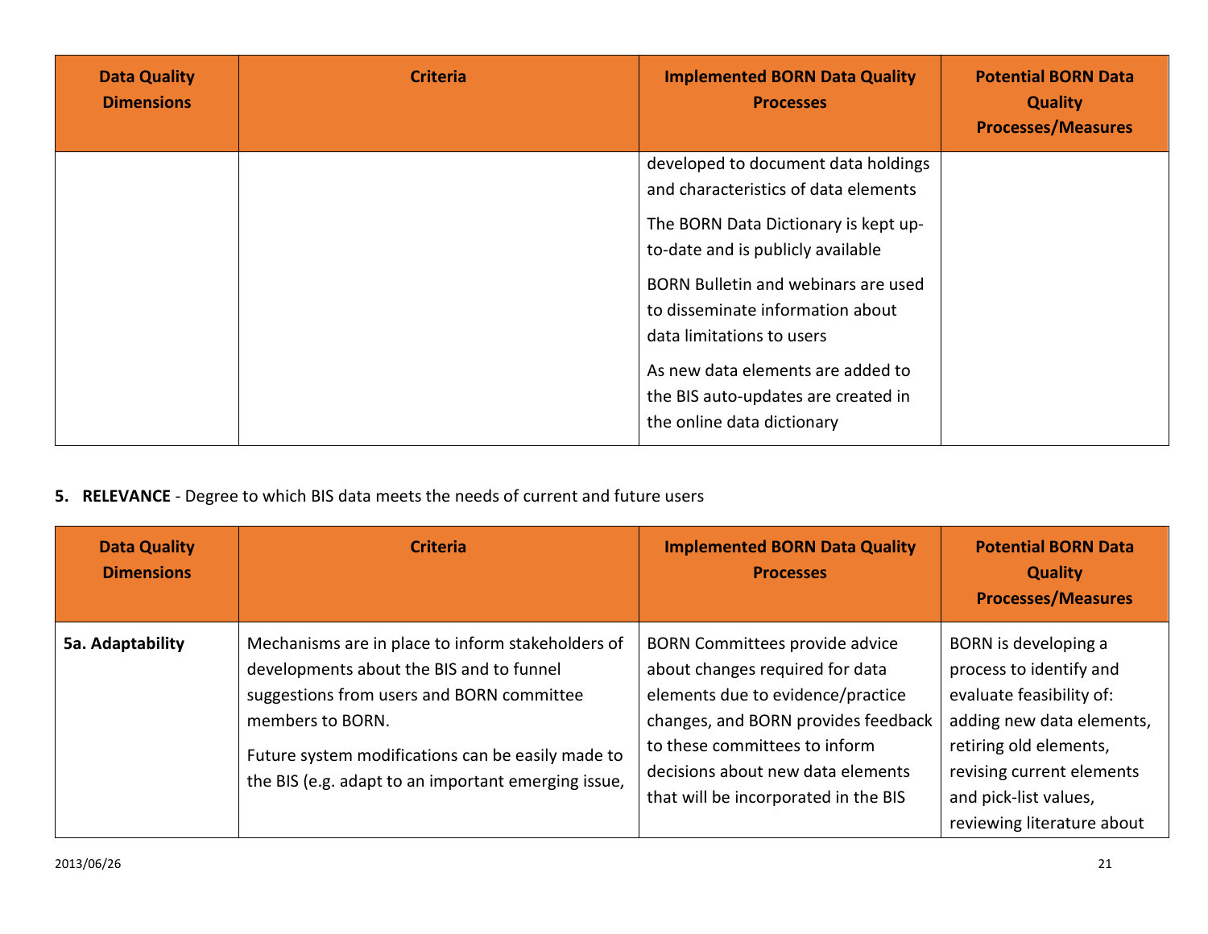| Data Quality Dimensions | Criteria | Implemented BORN Data Quality Processes | Potential BORN Data Quality Processes/Measures |
|---|---|---|---|
| | | developed to document data holdings and characteristics of data elements<br><br>The BORN Data Dictionary is kept up-to-date and is publicly available<br><br>BORN Bulletin and webinars are used to disseminate information about data limitations to users<br><br>As new data elements are added to the BIS auto-updates are created in the online data dictionary | |

**5. RELEVANCE** - Degree to which BIS data meets the needs of current and future users

| Data Quality Dimensions | Criteria | Implemented BORN Data Quality Processes | Potential BORN Data Quality Processes/Measures |
|---|---|---|---|
| **5a. Adaptability** | Mechanisms are in place to inform stakeholders of developments about the BIS and to funnel suggestions from users and BORN committee members to BORN.<br><br>Future system modifications can be easily made to the BIS (e.g. adapt to an important emerging issue, | BORN Committees provide advice about changes required for data elements due to evidence/practice changes, and BORN provides feedback to these committees to inform decisions about new data elements that will be incorporated in the BIS | BORN is developing a process to identify and evaluate feasibility of: adding new data elements, retiring old elements, revising current elements and pick-list values, reviewing literature about |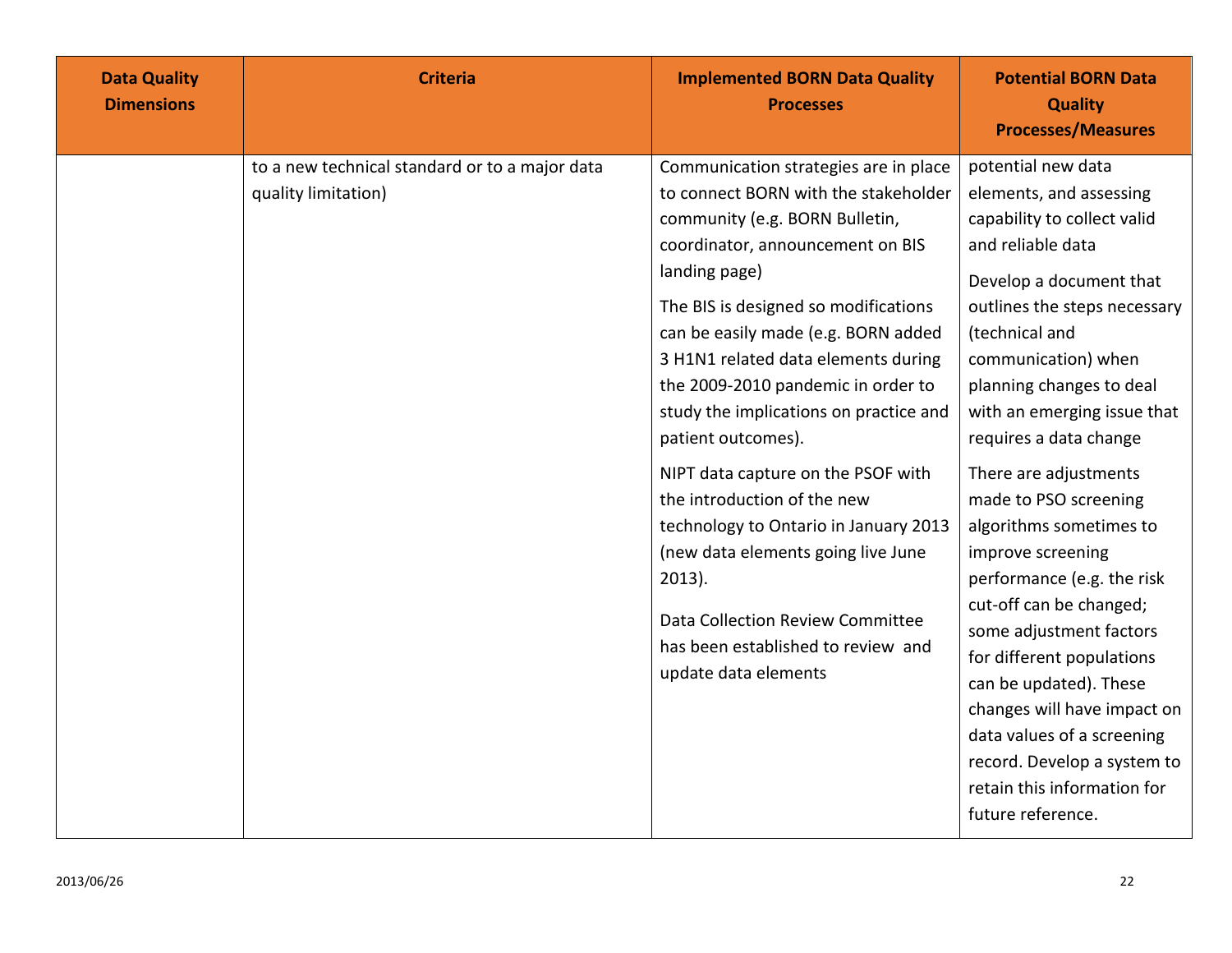| Data Quality Dimensions | Criteria | Implemented BORN Data Quality Processes | Potential BORN Data Quality Processes/Measures |
| --- | --- | --- | --- |
| | to a new technical standard or to a major data quality limitation) | Communication strategies are in place to connect BORN with the stakeholder community (e.g. BORN Bulletin, coordinator, announcement on BIS landing page)<br><br>The BIS is designed so modifications can be easily made (e.g. BORN added 3 H1N1 related data elements during the 2009-2010 pandemic in order to study the implications on practice and patient outcomes).<br><br>NIPT data capture on the PSOF with the introduction of the new technology to Ontario in January 2013 (new data elements going live June 2013).<br><br>Data Collection Review Committee has been established to review and update data elements | potential new data elements, and assessing capability to collect valid and reliable data<br><br>Develop a document that outlines the steps necessary (technical and communication) when planning changes to deal with an emerging issue that requires a data change<br><br>There are adjustments made to PSO screening algorithms sometimes to improve screening performance (e.g. the risk cut-off can be changed; some adjustment factors for different populations can be updated). These changes will have impact on data values of a screening record. Develop a system to retain this information for future reference. |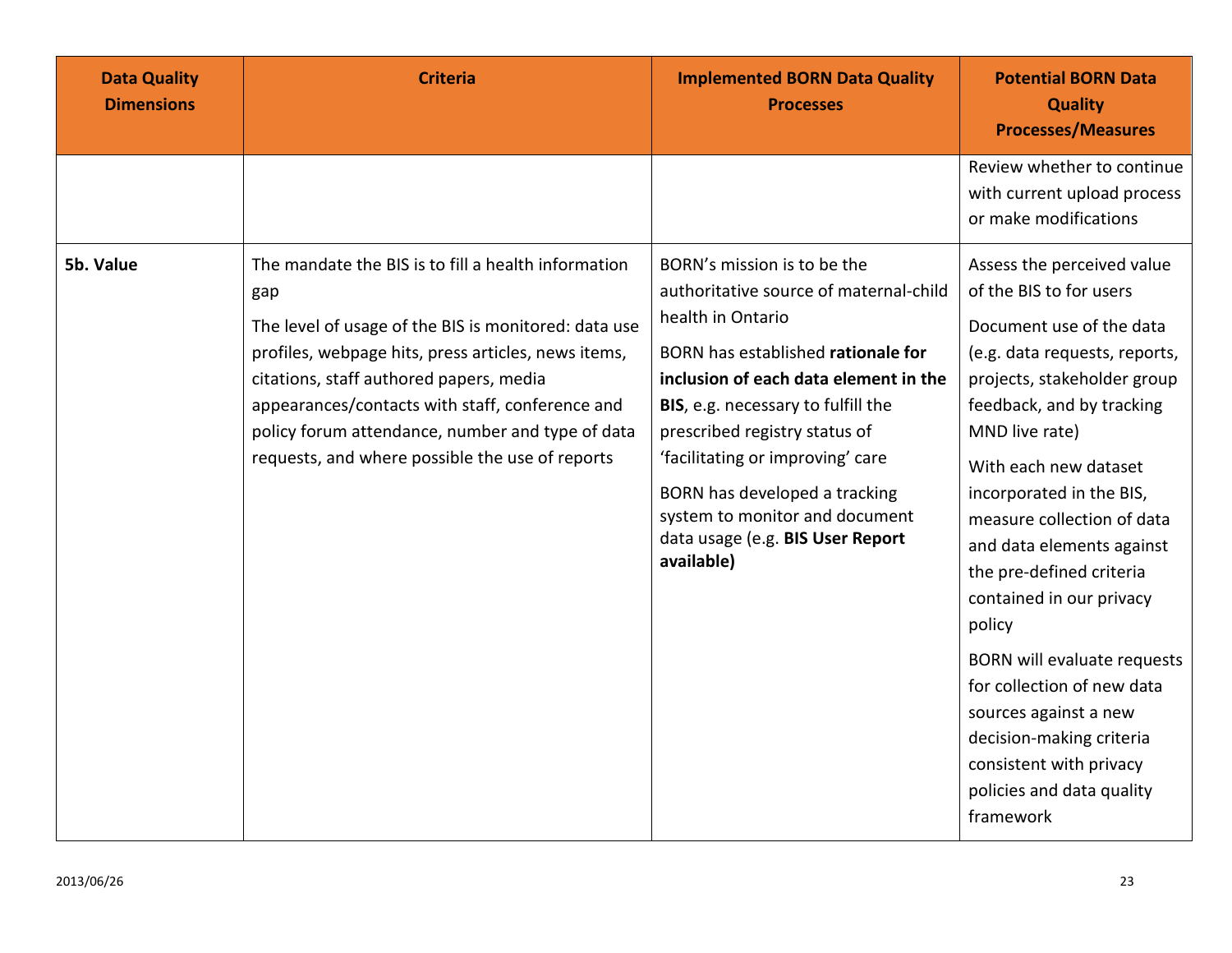| Data Quality Dimensions | Criteria | Implemented BORN Data Quality Processes | Potential BORN Data Quality Processes/Measures |
|---|---|---|---|
| | | | Review whether to continue with current upload process or make modifications |
| **5b. Value** | The mandate the BIS is to fill a health information gap<br><br>The level of usage of the BIS is monitored: data use profiles, webpage hits, press articles, news items, citations, staff authored papers, media appearances/contacts with staff, conference and policy forum attendance, number and type of data requests, and where possible the use of reports | BORN's mission is to be the authoritative source of maternal-child health in Ontario<br><br>BORN has established **rationale for inclusion of each data element in the BIS**, e.g. necessary to fulfill the prescribed registry status of 'facilitating or improving' care<br><br>BORN has developed a tracking system to monitor and document data usage (e.g. **BIS User Report available)** | Assess the perceived value of the BIS to for users<br><br>Document use of the data (e.g. data requests, reports, projects, stakeholder group feedback, and by tracking MND live rate)<br><br>With each new dataset incorporated in the BIS, measure collection of data and data elements against the pre-defined criteria contained in our privacy policy<br><br>BORN will evaluate requests for collection of new data sources against a new decision-making criteria consistent with privacy policies and data quality framework |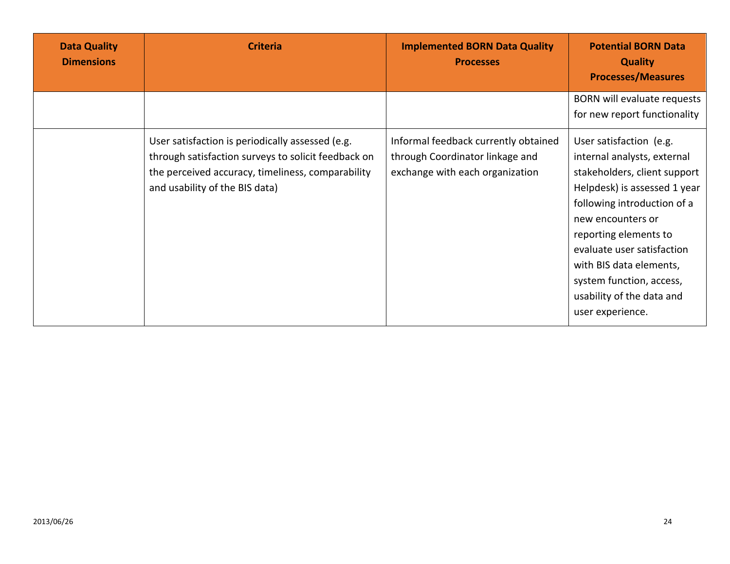| Data Quality Dimensions | Criteria | Implemented BORN Data Quality Processes | Potential BORN Data Quality Processes/Measures |
|---|---|---|---|
| | | | BORN will evaluate requests for new report functionality |
| | User satisfaction is periodically assessed (e.g. through satisfaction surveys to solicit feedback on the perceived accuracy, timeliness, comparability and usability of the BIS data) | Informal feedback currently obtained through Coordinator linkage and exchange with each organization | User satisfaction (e.g. internal analysts, external stakeholders, client support Helpdesk) is assessed 1 year following introduction of a new encounters or reporting elements to evaluate user satisfaction with BIS data elements, system function, access, usability of the data and user experience. |